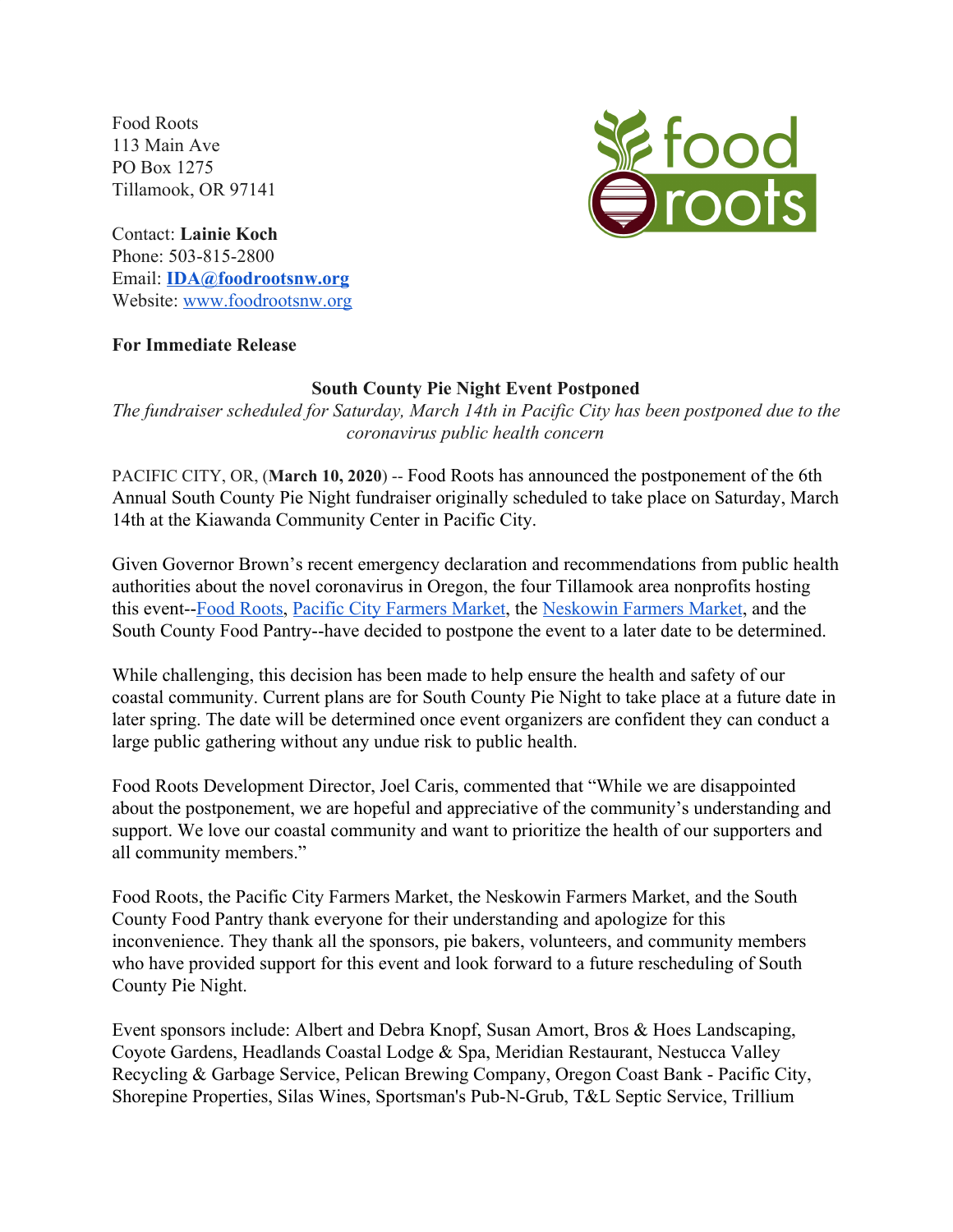Food Roots
113 Main Ave
PO Box 1275
Tillamook, OR 97141

Contact: **Lainie Koch**
Phone: 503-815-2800
Email: **IDA@foodrootsnw.org**
Website: www.foodrootsnw.org

**For Immediate Release**

**South County Pie Night Event Postponed**

*The fundraiser scheduled for Saturday, March 14th in Pacific City has been postponed due to the coronavirus public health concern*

PACIFIC CITY, OR, (**March 10, 2020**) -- Food Roots has announced the postponement of the 6th Annual South County Pie Night fundraiser originally scheduled to take place on Saturday, March 14th at the Kiawanda Community Center in Pacific City.

Given Governor Brown's recent emergency declaration and recommendations from public health authorities about the novel coronavirus in Oregon, the four Tillamook area nonprofits hosting this event--Food Roots, Pacific City Farmers Market, the Neskowin Farmers Market, and the South County Food Pantry--have decided to postpone the event to a later date to be determined.

While challenging, this decision has been made to help ensure the health and safety of our coastal community. Current plans are for South County Pie Night to take place at a future date in later spring. The date will be determined once event organizers are confident they can conduct a large public gathering without any undue risk to public health.

Food Roots Development Director, Joel Caris, commented that "While we are disappointed about the postponement, we are hopeful and appreciative of the community's understanding and support. We love our coastal community and want to prioritize the health of our supporters and all community members."

Food Roots, the Pacific City Farmers Market, the Neskowin Farmers Market, and the South County Food Pantry thank everyone for their understanding and apologize for this inconvenience. They thank all the sponsors, pie bakers, volunteers, and community members who have provided support for this event and look forward to a future rescheduling of South County Pie Night.

Event sponsors include: Albert and Debra Knopf, Susan Amort, Bros & Hoes Landscaping, Coyote Gardens, Headlands Coastal Lodge & Spa, Meridian Restaurant, Nestucca Valley Recycling & Garbage Service, Pelican Brewing Company, Oregon Coast Bank - Pacific City, Shorepine Properties, Silas Wines, Sportsman's Pub-N-Grub, T&L Septic Service, Trillium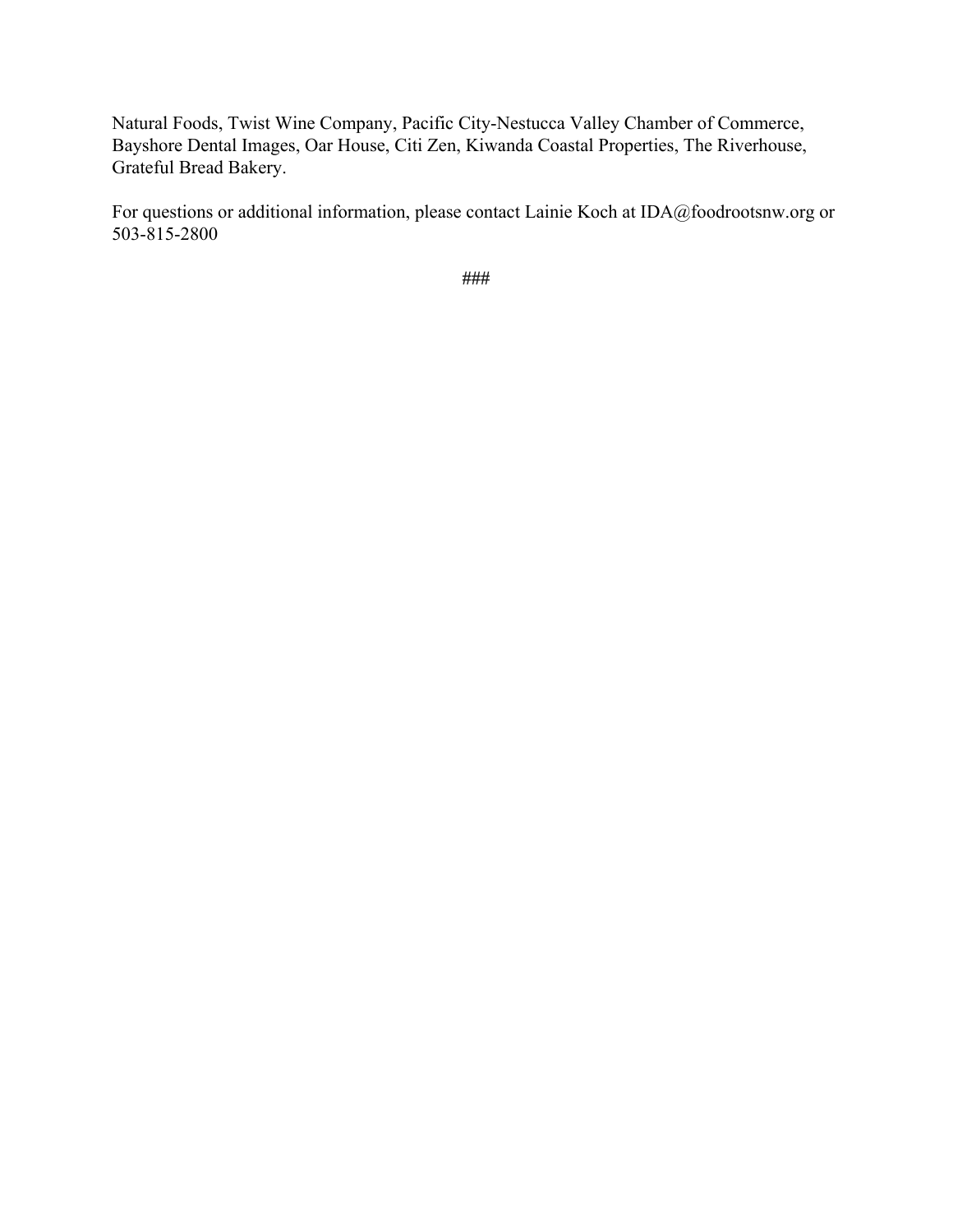Natural Foods, Twist Wine Company, Pacific City-Nestucca Valley Chamber of Commerce, Bayshore Dental Images, Oar House, Citi Zen, Kiwanda Coastal Properties, The Riverhouse, Grateful Bread Bakery.

For questions or additional information, please contact Lainie Koch at IDA@foodrootsnw.org or 503-815-2800

###